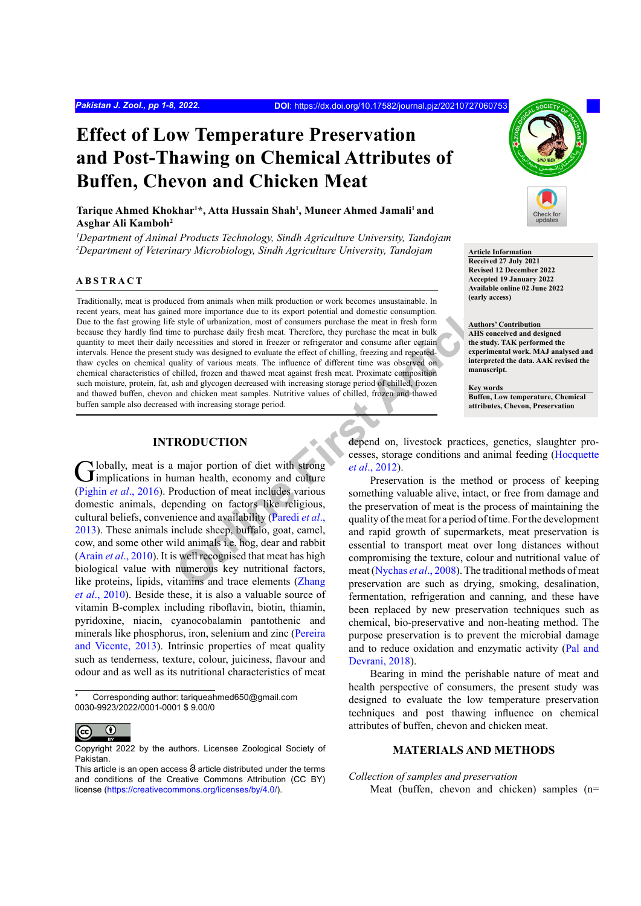Pakistan J. Zool., pp 1-8, 2022. DOI: https://dx.doi.org/10.17582/journal.pjz/20210727060753

# Effect of Low Temperature Preservation and Post-Thawing on Chemical Attributes of Buffen, Chevon and Chicken Meat

**Tarique Ahmed Khokhar[1]*, Atta Hussain Shah[1], Muneer Ahmed Jamali[1] and Asghar Ali Kamboh[2]**

[1]*Department of Animal Products Technology, Sindh Agriculture University, Tandojam*
[2]*Department of Veterinary Microbiology, Sindh Agriculture University, Tandojam*

**Article Information**
Received 27 July 2021
Revised 12 December 2022
Accepted 19 January 2022
Available online 02 June 2022
(early access)

**Authors' Contribution**
AHS conceived and designed the study. TAK performed the experimental work. MAJ analysed and interpreted the data. AAK revised the manuscript.

**Key words**
Buffen, Low temperature, Chemical attributes, Chevon, Preservation

## ABSTRACT

Traditionally, meat is produced from animals when milk production or work becomes unsustainable. In recent years, meat has gained more importance due to its export potential and domestic consumption. Due to the fast growing life style of urbanization, most of consumers purchase the meat in fresh form because they hardly find time to purchase daily fresh meat. Therefore, they purchase the meat in bulk quantity to meet their daily necessities and stored in freezer or refrigerator and consume after certain intervals. Hence the present study was designed to evaluate the effect of chilling, freezing and repeated-thaw cycles on chemical quality of various meats. The influence of different time was observed on chemical characteristics of chilled, frozen and thawed meat against fresh meat. Proximate composition such moisture, protein, fat, ash and glycogen decreased with increasing storage period of chilled, frozen and thawed buffen, chevon and chicken meat samples. Nutritive values of chilled, frozen and thawed buffen sample also decreased with increasing storage period.

## INTRODUCTION

Globally, meat is a major portion of diet with strong implications in human health, economy and culture (Pighin *et al*., 2016). Production of meat includes various domestic animals, depending on factors like religious, cultural beliefs, convenience and availability (Paredi *et al*., 2013). These animals include sheep, buffalo, goat, camel, cow, and some other wild animals i.e. hog, dear and rabbit (Arain *et al*., 2010). It is well recognised that meat has high biological value with numerous key nutritional factors, like proteins, lipids, vitamins and trace elements (Zhang *et al*., 2010). Beside these, it is also a valuable source of vitamin B-complex including riboflavin, biotin, thiamin, pyridoxine, niacin, cyanocobalamin pantothenic and minerals like phosphorus, iron, selenium and zinc (Pereira and Vicente, 2013). Intrinsic properties of meat quality such as tenderness, texture, colour, juiciness, flavour and odour and as well as its nutritional characteristics of meat depend on, livestock practices, genetics, slaughter processes, storage conditions and animal feeding (Hocquette *et al*., 2012).

Preservation is the method or process of keeping something valuable alive, intact, or free from damage and the preservation of meat is the process of maintaining the quality of the meat for a period of time. For the development and rapid growth of supermarkets, meat preservation is essential to transport meat over long distances without compromising the texture, colour and nutritional value of meat (Nychas *et al*., 2008). The traditional methods of meat preservation are such as drying, smoking, desalination, fermentation, refrigeration and canning, and these have been replaced by new preservation techniques such as chemical, bio-preservative and non-heating method. The purpose preservation is to prevent the microbial damage and to reduce oxidation and enzymatic activity (Pal and Devrani, 2018).

Bearing in mind the perishable nature of meat and health perspective of consumers, the present study was designed to evaluate the low temperature preservation techniques and post thawing influence on chemical attributes of buffen, chevon and chicken meat.

## MATERIALS AND METHODS

### *Collection of samples and preservation*

Meat (buffen, chevon and chicken) samples (n=

---

* Corresponding author: tariqueahmed650@gmail.com
0030-9923/2022/0001-0001 $ 9.00/0

Copyright 2022 by the authors. Licensee Zoological Society of Pakistan.
This article is an open access article distributed under the terms and conditions of the Creative Commons Attribution (CC BY) license (https://creativecommons.org/licenses/by/4.0/).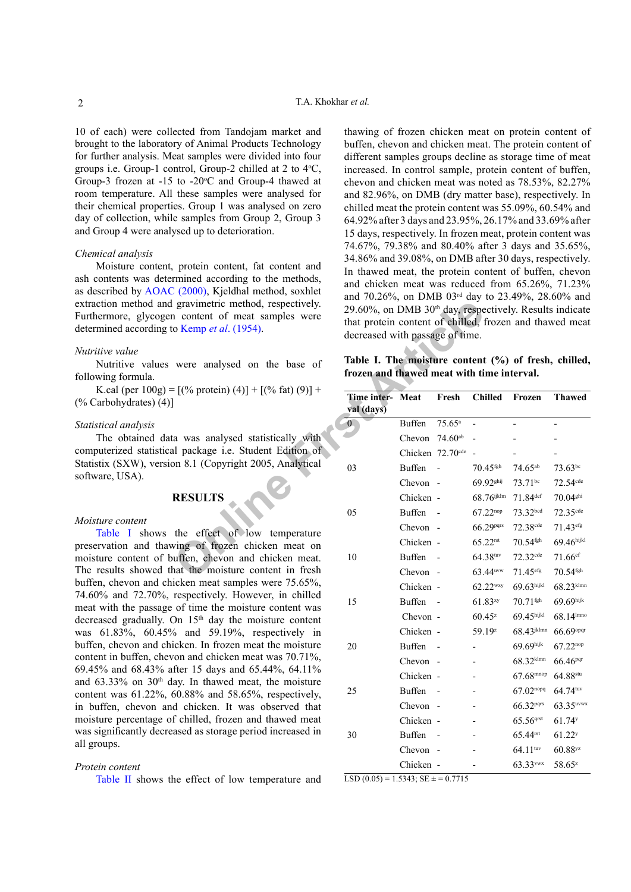10 of each) were collected from Tandojam market and brought to the laboratory of Animal Products Technology for further analysis. Meat samples were divided into four groups i.e. Group-1 control, Group-2 chilled at 2 to 4°C, Group-3 frozen at -15 to -20°C and Group-4 thawed at room temperature. All these samples were analysed for their chemical properties. Group 1 was analysed on zero day of collection, while samples from Group 2, Group 3 and Group 4 were analysed up to deterioration.

*Chemical analysis*

Moisture content, protein content, fat content and ash contents was determined according to the methods, as described by AOAC (2000), Kjeldhal method, soxhlet extraction method and gravimetric method, respectively. Furthermore, glycogen content of meat samples were determined according to Kemp *et al*. (1954).

*Nutritive value*

Nutritive values were analysed on the base of following formula.

K.cal (per 100g) = [(% protein) (4)] + [(% fat) (9)] + (% Carbohydrates) (4)]

*Statistical analysis*

The obtained data was analysed statistically with computerized statistical package i.e. Student Edition of Statistix (SXW), version 8.1 (Copyright 2005, Analytical software, USA).

## RESULTS

*Moisture content*

Table I shows the effect of low temperature preservation and thawing of frozen chicken meat on moisture content of buffen, chevon and chicken meat. The results showed that the moisture content in fresh buffen, chevon and chicken meat samples were 75.65%, 74.60% and 72.70%, respectively. However, in chilled meat with the passage of time the moisture content was decreased gradually. On 15th day the moisture content was 61.83%, 60.45% and 59.19%, respectively in buffen, chevon and chicken. In frozen meat the moisture content in buffen, chevon and chicken meat was 70.71%, 69.45% and 68.43% after 15 days and 65.44%, 64.11% and 63.33% on 30th day. In thawed meat, the moisture content was 61.22%, 60.88% and 58.65%, respectively, in buffen, chevon and chicken. It was observed that moisture percentage of chilled, frozen and thawed meat was significantly decreased as storage period increased in all groups.

*Protein content*

Table II shows the effect of low temperature and thawing of frozen chicken meat on protein content of buffen, chevon and chicken meat. The protein content of different samples groups decline as storage time of meat increased. In control sample, protein content of buffen, chevon and chicken meat was noted as 78.53%, 82.27% and 82.96%, on DMB (dry matter base), respectively. In chilled meat the protein content was 55.09%, 60.54% and 64.92% after 3 days and 23.95%, 26.17% and 33.69% after 15 days, respectively. In frozen meat, protein content was 74.67%, 79.38% and 80.40% after 3 days and 35.65%, 34.86% and 39.08%, on DMB after 30 days, respectively. In thawed meat, the protein content of buffen, chevon and chicken meat was reduced from 65.26%, 71.23% and 70.26%, on DMB 03rd day to 23.49%, 28.60% and 29.60%, on DMB 30th day, respectively. Results indicate that protein content of chilled, frozen and thawed meat decreased with passage of time.

**Table I. The moisture content (%) of fresh, chilled, frozen and thawed meat with time interval.**

| Time interval (days) | Meat | Fresh | Chilled | Frozen | Thawed |
|---|---|---|---|---|---|
| 0 | Buffen | 75.65ᵃ | - | - | - |
| | Chevon | 74.60ᵃᵇ | - | - | - |
| | Chicken | 72.70ᶜᵈᵉ | - | - | - |
| 03 | Buffen | - | 70.45ᶠᵍʰ | 74.65ᵃᵇ | 73.63ᵇᶜ |
| | Chevon | - | 69.92ᵍʰⁱʲ | 73.71ᵇᶜ | 72.54ᶜᵈᵉ |
| | Chicken | - | 68.76ⁱʲᵏˡᵐ | 71.84ᵈᵉᶠ | 70.04ᵍʰⁱ |
| 05 | Buffen | - | 67.22ⁿᵒᵖ | 73.32ᵇᶜᵈ | 72.35ᶜᵈᵉ |
| | Chevon | - | 66.29ᵖᵠʳˢ | 72.38ᶜᵈᵉ | 71.43ᵉᶠᵍ |
| | Chicken | - | 65.22ʳˢᵗ | 70.54ᶠᵍʰ | 69.46ʰⁱʲᵏˡ |
| 10 | Buffen | - | 64.38ᵗᵘᵛ | 72.32ᶜᵈᵉ | 71.66ᵉᶠ |
| | Chevon | - | 63.44ᵘᵛʷ | 71.45ᵉᶠᵍ | 70.54ᶠᵍʰ |
| | Chicken | - | 62.22ʷˣʸ | 69.63ʰⁱʲᵏˡ | 68.23ᵏˡᵐⁿ |
| 15 | Buffen | - | 61.83ˣʸ | 70.71ᶠᵍʰ | 69.69ʰⁱʲᵏ |
| | Chevon | - | 60.45ᶻ | 69.45ʰⁱʲᵏˡ | 68.14ˡᵐⁿᵒ |
| | Chicken | - | 59.19ᶻ | 68.43ʲᵏˡᵐⁿ | 66.69ᵒᵖᵠʳ |
| 20 | Buffen | - | - | 69.69ʰⁱʲᵏ | 67.22ⁿᵒᵖ |
| | Chevon | - | - | 68.32ᵏˡᵐⁿ | 66.46ᵖᵠʳ |
| | Chicken | - | - | 67.68ᵐⁿᵒᵖ | 64.88ˢᵗᵘ |
| 25 | Buffen | - | - | 67.02ⁿᵒᵖᵠ | 64.74ᵗᵘᵛ |
| | Chevon | - | - | 66.32ᵖᵠʳˢ | 63.35ᵘᵛʷˣ |
| | Chicken | - | - | 65.56ᵠʳˢᵗ | 61.74ʸ |
| 30 | Buffen | - | - | 65.44ʳˢᵗ | 61.22ʸ |
| | Chevon | - | - | 64.11ᵗᵘᵛ | 60.88ʸᶻ |
| | Chicken | - | - | 63.33ᵛʷˣ | 58.65ᶻ |

LSD (0.05) = 1.5343; SE ± = 0.7715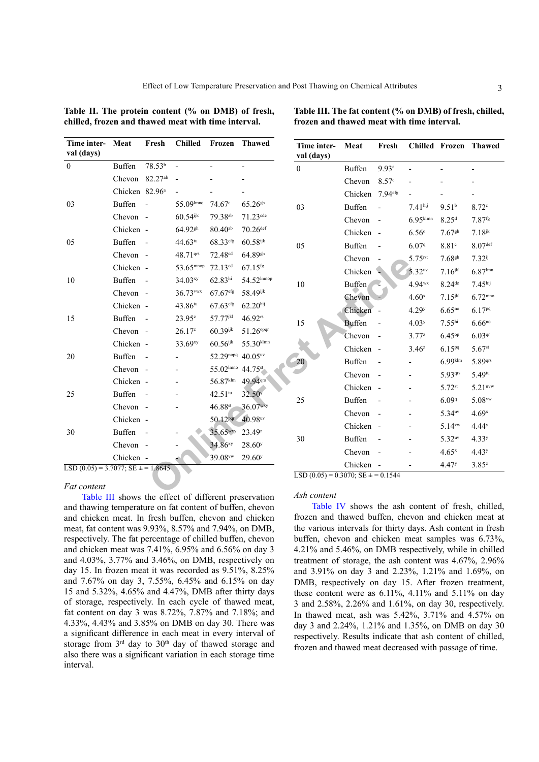**Table II. The protein content (% on DMB) of fresh, chilled, frozen and thawed meat with time interval.**

| Time interval (days) | Meat | Fresh | Chilled | Frozen | Thawed |
|---|---|---|---|---|---|
| 0 | Buffen | 78.53[b] | - | - | - |
| | Chevon | 82.27[ab] | - | - | - |
| | Chicken | 82.96[a] | - | - | - |
| 03 | Buffen | - | 55.09[lmno] | 74.67[c] | 65.26[gh] |
| | Chevon | - | 60.54[ijk] | 79.38[ab] | 71.23[cde] |
| | Chicken | - | 64.92[gh] | 80.40[ab] | 70.26[def] |
| 05 | Buffen | - | 44.63[tu] | 68.33[efg] | 60.58[ijk] |
| | Chevon | - | 48.71[qrs] | 72.48[cd] | 64.89[gh] |
| | Chicken | - | 53.65[mnop] | 72.13[cd] | 67.15[fg] |
| 10 | Buffen | - | 34.03[xy] | 62.83[hi] | 54.52[lmnop] |
| | Chevon | - | 36.73[vwx] | 67.67[efg] | 58.49[ijk] |
| | Chicken | - | 43.86[tu] | 67.63[efg] | 62.20[hij] |
| 15 | Buffen | - | 23.95[z] | 57.77[jkl] | 46.92[rs] |
| | Chevon | - | 26.17[z] | 60.39[ijk] | 51.26[opqr] |
| | Chicken | - | 33.69[xy] | 60.56[ijk] | 55.30[klmn] |
| 20 | Buffen | - | - | 52.29[nopq] | 40.05[uv] |
| | Chevon | - | - | 55.02[lmno] | 44.75[st] |
| | Chicken | - | - | 56.87[klm] | 49.94[qrs] |
| 25 | Buffen | - | - | 42.51[tu] | 32.50[y] |
| | Chevon | - | - | 46.88[st] | 36.07[wxy] |
| | Chicken | - | - | 50.12[pqr] | 40.98[uv] |
| 30 | Buffen | - | - | 35.65[wxy] | 23.49[z] |
| | Chevon | - | - | 34.86[xy] | 28.60[y] |
| | Chicken | - | - | 39.08[vw] | 29.60[y] |

LSD (0.05) = 3.7077; SE ± = 1.8645

### Fat content

Table III shows the effect of different preservation and thawing temperature on fat content of buffen, chevon and chicken meat. In fresh buffen, chevon and chicken meat, fat content was 9.93%, 8.57% and 7.94%, on DMB, respectively. The fat percentage of chilled buffen, chevon and chicken meat was 7.41%, 6.95% and 6.56% on day 3 and 4.03%, 3.77% and 3.46%, on DMB, respectively on day 15. In frozen meat it was recorded as 9.51%, 8.25% and 7.67% on day 3, 7.55%, 6.45% and 6.15% on day 15 and 5.32%, 4.65% and 4.47%, DMB after thirty days of storage, respectively. In each cycle of thawed meat, fat content on day 3 was 8.72%, 7.87% and 7.18%; and 4.33%, 4.43% and 3.85% on DMB on day 30. There was a significant difference in each meat in every interval of storage from 3rd day to 30th day of thawed storage and also there was a significant variation in each storage time interval.

**Table III. The fat content (% on DMB) of fresh, chilled, frozen and thawed meat with time interval.**

| Time interval (days) | Meat | Fresh | Chilled | Frozen | Thawed |
|---|---|---|---|---|---|
| 0 | Buffen | 9.93[a] | - | - | - |
| | Chevon | 8.57[c] | - | - | - |
| | Chicken | 7.94[efg] | - | - | - |
| 03 | Buffen | - | 7.41[hij] | 9.51[b] | 8.72[c] |
| | Chevon | - | 6.95[klmn] | 8.25[d] | 7.87[fg] |
| | Chicken | - | 6.56[o] | 7.67[gh] | 7.18[jk] |
| 05 | Buffen | - | 6.07[q] | 8.81[c] | 8.07[def] |
| | Chevon | - | 5.75[rst] | 7.68[gh] | 7.32[ij] |
| | Chicken | - | 5.32[uv] | 7.16[jkl] | 6.87[lmn] |
| 10 | Buffen | - | 4.94[wx] | 8.24[de] | 7.45[hij] |
| | Chevon | - | 4.60[x] | 7.15[jkl] | 6.72[mno] |
| | Chicken | - | 4.29[y] | 6.65[no] | 6.17[pq] |
| 15 | Buffen | - | 4.03[y] | 7.55[hi] | 6.66[no] |
| | Chevon | - | 3.77[z] | 6.45[op] | 6.03[qr] |
| | Chicken | - | 3.46[z] | 6.15[pq] | 5.67[st] |
| 20 | Buffen | - | - | 6.99[klm] | 5.89[qrs] |
| | Chevon | - | - | 5.93[qrs] | 5.49[tu] |
| | Chicken | - | - | 5.72[st] | 5.21[uvw] |
| 25 | Buffen | - | - | 6.09[q] | 5.08[vw] |
| | Chevon | - | - | 5.34[uv] | 4.69[x] |
| | Chicken | - | - | 5.14[vw] | 4.44[y] |
| 30 | Buffen | - | - | 5.32[uv] | 4.33[y] |
| | Chevon | - | - | 4.65[x] | 4.43[y] |
| | Chicken | - | - | 4.47[y] | 3.85[z] |

LSD (0.05) = 0.3070; SE ± = 0.1544

### Ash content

Table IV shows the ash content of fresh, chilled, frozen and thawed buffen, chevon and chicken meat at the various intervals for thirty days. Ash content in fresh buffen, chevon and chicken meat samples was 6.73%, 4.21% and 5.46%, on DMB respectively, while in chilled treatment of storage, the ash content was 4.67%, 2.96% and 3.91% on day 3 and 2.23%, 1.21% and 1.69%, on DMB, respectively on day 15. After frozen treatment, these content were as 6.11%, 4.11% and 5.11% on day 3 and 2.58%, 2.26% and 1.61%, on day 30, respectively. In thawed meat, ash was 5.42%, 3.71% and 4.57% on day 3 and 2.24%, 1.21% and 1.35%, on DMB on day 30 respectively. Results indicate that ash content of chilled, frozen and thawed meat decreased with passage of time.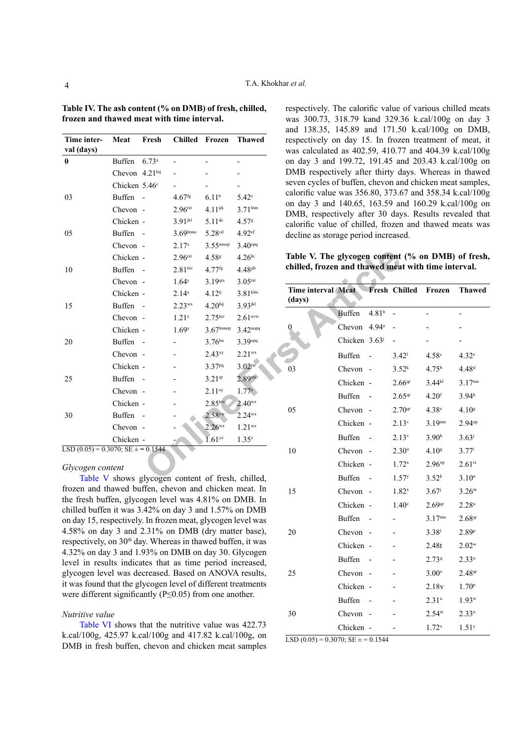**Table IV. The ash content (% on DMB) of fresh, chilled, frozen and thawed meat with time interval.**

| Time interval (days) | Meat | Fresh | Chilled | Frozen | Thawed |
|---|---|---|---|---|---|
| **0** | Buffen | $6.73^{a}$ | - | - | - |
| | Chevon | $4.21^{hij}$ | - | - | - |
| | Chicken | $5.46^{c}$ | - | - | - |
| 03 | Buffen | - | $4.67^{fg}$ | $6.11^{b}$ | $5.42^{c}$ |
| | Chevon | - | $2.96^{rst}$ | $4.11^{ijk}$ | $3.71^{lmn}$ |
| | Chicken | - | $3.91^{jkl}$ | $5.11^{de}$ | $4.57^{g}$ |
| 05 | Buffen | - | $3.69^{lmno}$ | $5.28^{cd}$ | $4.92^{ef}$ |
| | Chevon | - | $2.17^{x}$ | $3.55^{mnop}$ | $3.40^{opq}$ |
| | Chicken | - | $2.96^{rst}$ | $4.58^{g}$ | $4.26^{hi}$ |
| 10 | Buffen | - | $2.81^{tuv}$ | $4.77^{fg}$ | $4.48^{gh}$ |
| | Chevon | - | $1.64^{y}$ | $3.19^{qrs}$ | $3.05^{rst}$ |
| | Chicken | - | $2.14^{x}$ | $4.12^{ij}$ | $3.81^{klm}$ |
| 15 | Buffen | - | $2.23^{wx}$ | $4.20^{hij}$ | $3.93^{jkl}$ |
| | Chevon | - | $1.21^{z}$ | $2.75^{tuv}$ | $2.61^{uvw}$ |
| | Chicken | - | $1.69^{y}$ | $3.67^{lmnop}$ | $3.42^{nopq}$ |
| 20 | Buffen | - | - | $3.76^{lm}$ | $3.39^{opq}$ |
| | Chevon | - | - | $2.43^{xy}$ | $2.21^{wx}$ |
| | Chicken | - | - | $3.37^{pq}$ | $3.02^{rst}$ |
| 25 | Buffen | - | - | $3.21^{qr}$ | $2.89^{stu}$ |
| | Chevon | - | - | $2.11^{xy}$ | $1.77^{y}$ |
| | Chicken | - | - | $2.85^{tuv}$ | $2.40^{wx}$ |
| 30 | Buffen | - | - | $2.58^{vw}$ | $2.24^{wx}$ |
| | Chevon | - | - | $2.26^{wx}$ | $1.21^{wx}$ |
| | Chicken | - | - | $1.61^{yz}$ | $1.35^{z}$ |

LSD (0.05) = 0.3070; SE ± = 0.1544

*Glycogen content*

Table V shows glycogen content of fresh, chilled, frozen and thawed buffen, chevon and chicken meat. In the fresh buffen, glycogen level was 4.81% on DMB. In chilled buffen it was 3.42% on day 3 and 1.57% on DMB on day 15, respectively. In frozen meat, glycogen level was 4.58% on day 3 and 2.31% on DMB (dry matter base), respectively, on 30th day. Whereas in thawed buffen, it was 4.32% on day 3 and 1.93% on DMB on day 30. Glycogen level in results indicates that as time period increased, glycogen level was decreased. Based on ANOVA results, it was found that the glycogen level of different treatments were different significantly (P≤0.05) from one another.

*Nutritive value*

Table VI shows that the nutritive value was 422.73 k.cal/100g, 425.97 k.cal/100g and 417.82 k.cal/100g, on DMB in fresh buffen, chevon and chicken meat samples respectively. The calorific value of various chilled meats was 300.73, 318.79 kand 329.36 k.cal/100g on day 3 and 138.35, 145.89 and 171.50 k.cal/100g on DMB, respectively on day 15. In frozen treatment of meat, it was calculated as 402.59, 410.77 and 404.39 k.cal/100g on day 3 and 199.72, 191.45 and 203.43 k.cal/100g on DMB respectively after thirty days. Whereas in thawed seven cycles of buffen, chevon and chicken meat samples, calorific value was 356.80, 373.67 and 358.34 k.cal/100g on day 3 and 140.65, 163.59 and 160.29 k.cal/100g on DMB, respectively after 30 days. Results revealed that calorific value of chilled, frozen and thawed meats was decline as storage period increased.

**Table V. The glycogen content (% on DMB) of fresh, chilled, frozen and thawed meat with time interval.**

| Time interval (days) | Meat | Fresh | Chilled | Frozen | Thawed |
|---|---|---|---|---|---|
| 0 | Buffen | $4.81^{b}$ | - | - | - |
| | Chevon | $4.94^{a}$ | - | - | - |
| | Chicken | $3.63^{j}$ | - | - | - |
| 03 | Buffen | - | $3.42^{l}$ | $4.58^{c}$ | $4.32^{e}$ |
| | Chevon | - | $3.52^{k}$ | $4.75^{b}$ | $4.48^{d}$ |
| | Chicken | - | $2.66^{qr}$ | $3.44^{kl}$ | $3.17^{mn}$ |
| 05 | Buffen | - | $2.65^{qr}$ | $4.20^{f}$ | $3.94^{h}$ |
| | Chevon | - | $2.70^{qr}$ | $4.38^{e}$ | $4.10^{g}$ |
| | Chicken | - | $2.13^{v}$ | $3.19^{mn}$ | $2.94^{op}$ |
| 10 | Buffen | - | $2.13^{v}$ | $3.90^{h}$ | $3.63^{j}$ |
| | Chevon | - | $2.30^{u}$ | $4.10^{g}$ | $3.77^{i}$ |
| | Chicken | - | $1.72^{x}$ | $2.96^{op}$ | $2.61^{rs}$ |
| 15 | Buffen | - | $1.57^{y}$ | $3.52^{k}$ | $3.10^{n}$ |
| | Chevon | - | $1.82^{x}$ | $3.67^{j}$ | $3.26^{m}$ |
| | Chicken | - | $1.40^{z}$ | $2.69^{qr}$ | $2.28^{u}$ |
| 20 | Buffen | - | - | $3.17^{mn}$ | $2.68^{qr}$ |
| | Chevon | - | - | $3.38^{l}$ | $2.89^{p}$ |
| | Chicken | - | - | 2.48t | $2.02^{w}$ |
| 25 | Buffen | - | - | $2.73^{q}$ | $2.33^{u}$ |
| | Chevon | - | - | $3.00^{o}$ | $2.48^{qr}$ |
| | Chicken | - | - | 2.18v | $1.70^{p}$ |
| 30 | Buffen | - | - | $2.31^{u}$ | $1.93^{w}$ |
| | Chevon | - | - | $2.54^{st}$ | $2.33^{u}$ |
| | Chicken | - | - | $1.72^{x}$ | $1.51^{y}$ |

LSD (0.05) = 0.3070; SE ± = 0.1544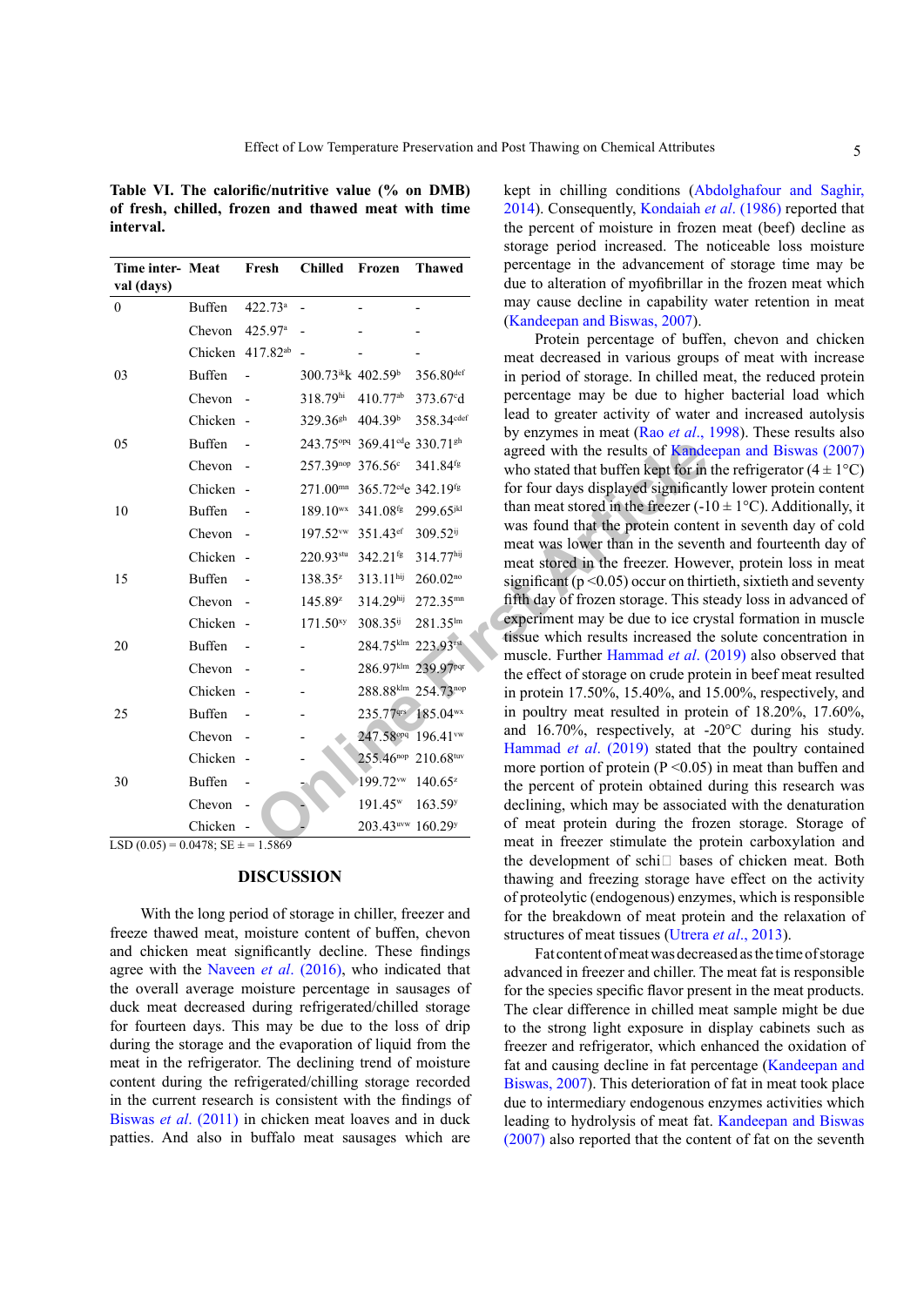**Table VI. The calorific/nutritive value (% on DMB) of fresh, chilled, frozen and thawed meat with time interval.**

| Time interval (days) | Meat | Fresh | Chilled | Frozen | Thawed |
|---|---|---|---|---|---|
| 0 | Buffen | 422.73ᵃ | - | - | - |
| | Chevon | 425.97ᵃ | - | - | - |
| | Chicken | 417.82ᵃᵇ | - | - | - |
| 03 | Buffen | - | 300.73ⁱᵏk | 402.59ᵇ | 356.80ᵈᵉᶠ |
| | Chevon | - | 318.79ʰⁱ | 410.77ᵃᵇ | 373.67ᶜd |
| | Chicken | - | 329.36ᵍʰ | 404.39ᵇ | 358.34ᶜᵈᵉᶠ |
| 05 | Buffen | - | 243.75ᵒᵖq | 369.41ᶜᵈe | 330.71ᵍʰ |
| | Chevon | - | 257.39ⁿᵒᵖ | 376.56ᶜ | 341.84ᶠᵍ |
| | Chicken | - | 271.00ᵐⁿ | 365.72ᶜᵈe | 342.19ᶠᵍ |
| 10 | Buffen | - | 189.10ʷˣ | 341.08ᶠᵍ | 299.65ʲᵏˡ |
| | Chevon | - | 197.52ᵛʷ | 351.43ᵉᶠ | 309.52ⁱʲ |
| | Chicken | - | 220.93ˢᵗᵘ | 342.21ᶠᵍ | 314.77ʰⁱʲ |
| 15 | Buffen | - | 138.35ᶻ | 313.11ʰⁱʲ | 260.02ⁿᵒ |
| | Chevon | - | 145.89ᶻ | 314.29ʰⁱʲ | 272.35ᵐᵐ |
| | Chicken | - | 171.50ˣʸ | 308.35ⁱʲ | 281.35ˡᵐ |
| 20 | Buffen | - | - | 284.75ᵏˡᵐ | 223.93ʳˢᵗ |
| | Chevon | - | - | 286.97ᵏˡᵐ | 239.97ᵖᵠʳ |
| | Chicken | - | - | 288.88ᵏˡᵐ | 254.73ⁿᵒᵖ |
| 25 | Buffen | - | - | 235.77ᵠʳˢ | 185.04ʷˣ |
| | Chevon | - | - | 247.58ᵒᵖᵠ | 196.41ᵛʷ |
| | Chicken | - | - | 255.46ⁿᵒᵖ | 210.68ᵗᵘᵛ |
| 30 | Buffen | - | - | 199.72ᵛʷ | 140.65ᶻ |
| | Chevon | - | - | 191.45ʷ | 163.59ʸ |
| | Chicken | - | - | 203.43ᵘᵛʷ | 160.29ʸ |

LSD (0.05) = 0.0478; SE ± = 1.5869

## DISCUSSION

With the long period of storage in chiller, freezer and freeze thawed meat, moisture content of buffen, chevon and chicken meat significantly decline. These findings agree with the Naveen *et al*. (2016), who indicated that the overall average moisture percentage in sausages of duck meat decreased during refrigerated/chilled storage for fourteen days. This may be due to the loss of drip during the storage and the evaporation of liquid from the meat in the refrigerator. The declining trend of moisture content during the refrigerated/chilling storage recorded in the current research is consistent with the findings of Biswas *et al*. (2011) in chicken meat loaves and in duck patties. And also in buffalo meat sausages which are kept in chilling conditions (Abdolghafour and Saghir, 2014). Consequently, Kondaiah *et al*. (1986) reported that the percent of moisture in frozen meat (beef) decline as storage period increased. The noticeable loss moisture percentage in the advancement of storage time may be due to alteration of myofibrillar in the frozen meat which may cause decline in capability water retention in meat (Kandeepan and Biswas, 2007).

Protein percentage of buffen, chevon and chicken meat decreased in various groups of meat with increase in period of storage. In chilled meat, the reduced protein percentage may be due to higher bacterial load which lead to greater activity of water and increased autolysis by enzymes in meat (Rao *et al*., 1998). These results also agreed with the results of Kandeepan and Biswas (2007) who stated that buffen kept for in the refrigerator (4 ± 1°C) for four days displayed significantly lower protein content than meat stored in the freezer (-10 ± 1°C). Additionally, it was found that the protein content in seventh day of cold meat was lower than in the seventh and fourteenth day of meat stored in the freezer. However, protein loss in meat significant ($p < 0.05$) occur on thirtieth, sixtieth and seventy fifth day of frozen storage. This steady loss in advanced of experiment may be due to ice crystal formation in muscle tissue which results increased the solute concentration in muscle. Further Hammad *et al*. (2019) also observed that the effect of storage on crude protein in beef meat resulted in protein 17.50%, 15.40%, and 15.00%, respectively, and in poultry meat resulted in protein of 18.20%, 17.60%, and 16.70%, respectively, at -20°C during his study. Hammad *et al*. (2019) stated that the poultry contained more portion of protein ($P < 0.05$) in meat than buffen and the percent of protein obtained during this research was declining, which may be associated with the denaturation of meat protein during the frozen storage. Storage of meat in freezer stimulate the protein carboxylation and the development of schi bases of chicken meat. Both thawing and freezing storage have effect on the activity of proteolytic (endogenous) enzymes, which is responsible for the breakdown of meat protein and the relaxation of structures of meat tissues (Utrera *et al*., 2013).

Fat content of meat was decreased as the time of storage advanced in freezer and chiller. The meat fat is responsible for the species specific flavor present in the meat products. The clear difference in chilled meat sample might be due to the strong light exposure in display cabinets such as freezer and refrigerator, which enhanced the oxidation of fat and causing decline in fat percentage (Kandeepan and Biswas, 2007). This deterioration of fat in meat took place due to intermediary endogenous enzymes activities which leading to hydrolysis of meat fat. Kandeepan and Biswas (2007) also reported that the content of fat on the seventh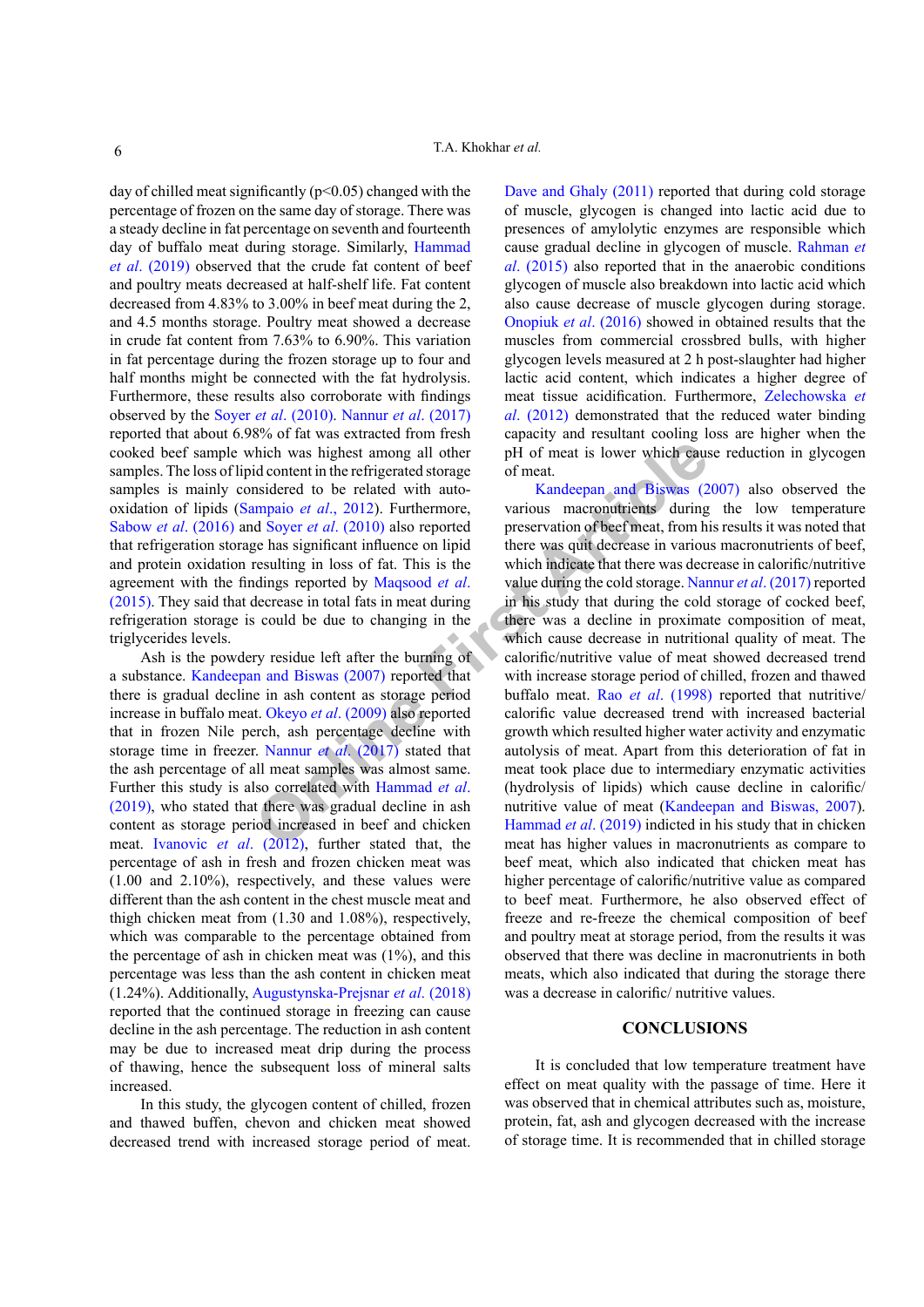day of chilled meat significantly ($p<0.05$) changed with the percentage of frozen on the same day of storage. There was a steady decline in fat percentage on seventh and fourteenth day of buffalo meat during storage. Similarly, Hammad *et al*. (2019) observed that the crude fat content of beef and poultry meats decreased at half-shelf life. Fat content decreased from 4.83% to 3.00% in beef meat during the 2, and 4.5 months storage. Poultry meat showed a decrease in crude fat content from 7.63% to 6.90%. This variation in fat percentage during the frozen storage up to four and half months might be connected with the fat hydrolysis. Furthermore, these results also corroborate with findings observed by the Soyer *et al*. (2010). Nannur *et al*. (2017) reported that about 6.98% of fat was extracted from fresh cooked beef sample which was highest among all other samples. The loss of lipid content in the refrigerated storage samples is mainly considered to be related with auto-oxidation of lipids (Sampaio *et al*., 2012). Furthermore, Sabow *et al*. (2016) and Soyer *et al*. (2010) also reported that refrigeration storage has significant influence on lipid and protein oxidation resulting in loss of fat. This is the agreement with the findings reported by Maqsood *et al*. (2015). They said that decrease in total fats in meat during refrigeration storage is could be due to changing in the triglycerides levels.

Ash is the powdery residue left after the burning of a substance. Kandeepan and Biswas (2007) reported that there is gradual decline in ash content as storage period increase in buffalo meat. Okeyo *et al*. (2009) also reported that in frozen Nile perch, ash percentage decline with storage time in freezer. Nannur *et al*. (2017) stated that the ash percentage of all meat samples was almost same. Further this study is also correlated with Hammad *et al*. (2019), who stated that there was gradual decline in ash content as storage period increased in beef and chicken meat. Ivanovic *et al*. (2012), further stated that, the percentage of ash in fresh and frozen chicken meat was (1.00 and 2.10%), respectively, and these values were different than the ash content in the chest muscle meat and thigh chicken meat from (1.30 and 1.08%), respectively, which was comparable to the percentage obtained from the percentage of ash in chicken meat was (1%), and this percentage was less than the ash content in chicken meat (1.24%). Additionally, Augustynska-Prejsnar *et al*. (2018) reported that the continued storage in freezing can cause decline in the ash percentage. The reduction in ash content may be due to increased meat drip during the process of thawing, hence the subsequent loss of mineral salts increased.

In this study, the glycogen content of chilled, frozen and thawed buffen, chevon and chicken meat showed decreased trend with increased storage period of meat. Dave and Ghaly (2011) reported that during cold storage of muscle, glycogen is changed into lactic acid due to presences of amylolytic enzymes are responsible which cause gradual decline in glycogen of muscle. Rahman *et al*. (2015) also reported that in the anaerobic conditions glycogen of muscle also breakdown into lactic acid which also cause decrease of muscle glycogen during storage. Onopiuk *et al*. (2016) showed in obtained results that the muscles from commercial crossbred bulls, with higher glycogen levels measured at 2 h post-slaughter had higher lactic acid content, which indicates a higher degree of meat tissue acidification. Furthermore, Zelechowska *et al*. (2012) demonstrated that the reduced water binding capacity and resultant cooling loss are higher when the pH of meat is lower which cause reduction in glycogen of meat.

Kandeepan and Biswas (2007) also observed the various macronutrients during the low temperature preservation of beef meat, from his results it was noted that there was quit decrease in various macronutrients of beef, which indicate that there was decrease in calorific/nutritive value during the cold storage. Nannur *et al*. (2017) reported in his study that during the cold storage of cocked beef, there was a decline in proximate composition of meat, which cause decrease in nutritional quality of meat. The calorific/nutritive value of meat showed decreased trend with increase storage period of chilled, frozen and thawed buffalo meat. Rao *et al*. (1998) reported that nutritive/ calorific value decreased trend with increased bacterial growth which resulted higher water activity and enzymatic autolysis of meat. Apart from this deterioration of fat in meat took place due to intermediary enzymatic activities (hydrolysis of lipids) which cause decline in calorific/ nutritive value of meat (Kandeepan and Biswas, 2007). Hammad *et al*. (2019) indicted in his study that in chicken meat has higher values in macronutrients as compare to beef meat, which also indicated that chicken meat has higher percentage of calorific/nutritive value as compared to beef meat. Furthermore, he also observed effect of freeze and re-freeze the chemical composition of beef and poultry meat at storage period, from the results it was observed that there was decline in macronutrients in both meats, which also indicated that during the storage there was a decrease in calorific/ nutritive values.

## CONCLUSIONS

It is concluded that low temperature treatment have effect on meat quality with the passage of time. Here it was observed that in chemical attributes such as, moisture, protein, fat, ash and glycogen decreased with the increase of storage time. It is recommended that in chilled storage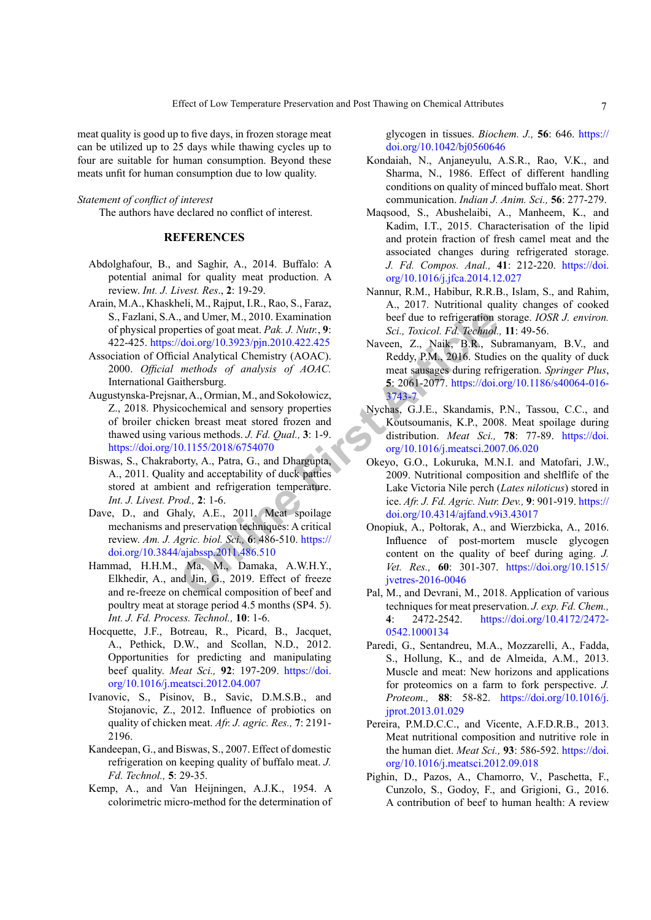meat quality is good up to five days, in frozen storage meat can be utilized up to 25 days while thawing cycles up to four are suitable for human consumption. Beyond these meats unfit for human consumption due to low quality.

*Statement of conflict of interest*

The authors have declared no conflict of interest.

## REFERENCES

Abdolghafour, B., and Saghir, A., 2014. Buffalo: A potential animal for quality meat production. A review. *Int. J. Livest. Res*., **2**: 19-29.

Arain, M.A., Khaskheli, M., Rajput, I.R., Rao, S., Faraz, S., Fazlani, S.A., and Umer, M., 2010. Examination of physical properties of goat meat. *Pak. J. Nutr.*, **9**: 422-425. https://doi.org/10.3923/pjn.2010.422.425

Association of Official Analytical Chemistry (AOAC). 2000. *Official methods of analysis of AOAC.* International Gaithersburg.

Augustynska-Prejsnar, A., Ormian, M., and Sokołowicz, Z., 2018. Physicochemical and sensory properties of broiler chicken breast meat stored frozen and thawed using various methods. *J. Fd. Qual.,* **3**: 1-9. https://doi.org/10.1155/2018/6754070

Biswas, S., Chakraborty, A., Patra, G., and Dhargupta, A., 2011. Quality and acceptability of duck patties stored at ambient and refrigeration temperature. *Int. J. Livest. Prod.,* **2**: 1-6.

Dave, D., and Ghaly, A.E., 2011. Meat spoilage mechanisms and preservation techniques: A critical review. *Am. J. Agric. biol. Sci.,* **6**: 486-510. https://doi.org/10.3844/ajabssp.2011.486.510

Hammad, H.H.M., Ma, M., Damaka, A.W.H.Y., Elkhedir, A., and Jin, G., 2019. Effect of freeze and re-freeze on chemical composition of beef and poultry meat at storage period 4.5 months (SP4. 5). *Int. J. Fd. Process. Technol.,* **10**: 1-6.

Hocquette, J.F., Botreau, R., Picard, B., Jacquet, A., Pethick, D.W., and Scollan, N.D., 2012. Opportunities for predicting and manipulating beef quality. *Meat Sci.,* **92**: 197-209. https://doi.org/10.1016/j.meatsci.2012.04.007

Ivanovic, S., Pisinov, B., Savic, D.M.S.B., and Stojanovic, Z., 2012. Influence of probiotics on quality of chicken meat. *Afr. J. agric. Res.,* **7**: 2191-2196.

Kandeepan, G., and Biswas, S., 2007. Effect of domestic refrigeration on keeping quality of buffalo meat. *J. Fd. Technol.,* **5**: 29-35.

Kemp, A., and Van Heijningen, A.J.K., 1954. A colorimetric micro-method for the determination of glycogen in tissues. *Biochem. J.,* **56**: 646. https://doi.org/10.1042/bj0560646

Kondaiah, N., Anjaneyulu, A.S.R., Rao, V.K., and Sharma, N., 1986. Effect of different handling conditions on quality of minced buffalo meat. Short communication. *Indian J. Anim. Sci.,* **56**: 277-279.

Maqsood, S., Abushelaibi, A., Manheem, K., and Kadim, I.T., 2015. Characterisation of the lipid and protein fraction of fresh camel meat and the associated changes during refrigerated storage. *J. Fd. Compos. Anal.,* **41**: 212-220. https://doi.org/10.1016/j.jfca.2014.12.027

Nannur, R.M., Habibur, R.R.B., Islam, S., and Rahim, A., 2017. Nutritional quality changes of cooked beef due to refrigeration storage. *IOSR J. environ. Sci., Toxicol. Fd. Technol.,* **11**: 49-56.

Naveen, Z., Naik, B.R., Subramanyam, B.V., and Reddy, P.M., 2016. Studies on the quality of duck meat sausages during refrigeration. *Springer Plus*, **5**: 2061-2077. https://doi.org/10.1186/s40064-016-3743-7

Nychas, G.J.E., Skandamis, P.N., Tassou, C.C., and Koutsoumanis, K.P., 2008. Meat spoilage during distribution. *Meat Sci.,* **78**: 77-89. https://doi.org/10.1016/j.meatsci.2007.06.020

Okeyo, G.O., Lokuruka, M.N.I. and Matofari, J.W., 2009. Nutritional composition and shelflife of the Lake Victoria Nile perch (*Lates niloticus*) stored in ice. *Afr. J. Fd. Agric. Nutr. Dev.,* **9**: 901-919. https://doi.org/10.4314/ajfand.v9i3.43017

Onopiuk, A., Połtorak, A., and Wierzbicka, A., 2016. Influence of post-mortem muscle glycogen content on the quality of beef during aging. *J. Vet. Res.,* **60**: 301-307. https://doi.org/10.1515/jvetres-2016-0046

Pal, M., and Devrani, M., 2018. Application of various techniques for meat preservation. *J. exp. Fd. Chem.,* **4**: 2472-2542. https://doi.org/10.4172/2472-0542.1000134

Paredi, G., Sentandreu, M.A., Mozzarelli, A., Fadda, S., Hollung, K., and de Almeida, A.M., 2013. Muscle and meat: New horizons and applications for proteomics on a farm to fork perspective. *J. Proteom.,* **88**: 58-82. https://doi.org/10.1016/j.jprot.2013.01.029

Pereira, P.M.D.C.C., and Vicente, A.F.D.R.B., 2013. Meat nutritional composition and nutritive role in the human diet. *Meat Sci.,* **93**: 586-592. https://doi.org/10.1016/j.meatsci.2012.09.018

Pighin, D., Pazos, A., Chamorro, V., Paschetta, F., Cunzolo, S., Godoy, F., and Grigioni, G., 2016. A contribution of beef to human health: A review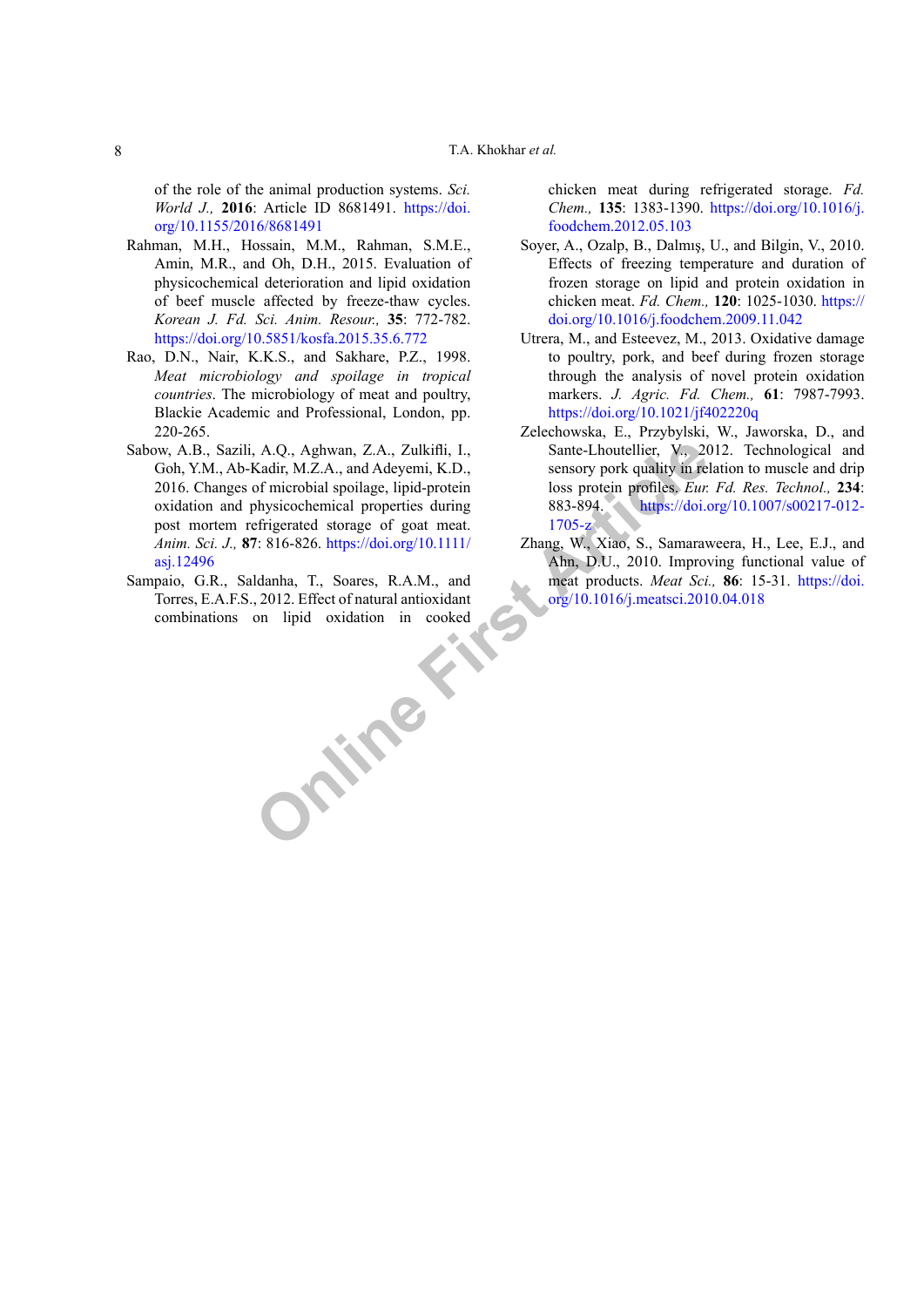of the role of the animal production systems. *Sci. World J.,* **2016**: Article ID 8681491. https://doi.org/10.1155/2016/8681491

Rahman, M.H., Hossain, M.M., Rahman, S.M.E., Amin, M.R., and Oh, D.H., 2015. Evaluation of physicochemical deterioration and lipid oxidation of beef muscle affected by freeze-thaw cycles. *Korean J. Fd. Sci. Anim. Resour.,* **35**: 772-782. https://doi.org/10.5851/kosfa.2015.35.6.772

Rao, D.N., Nair, K.K.S., and Sakhare, P.Z., 1998. *Meat microbiology and spoilage in tropical countries*. The microbiology of meat and poultry, Blackie Academic and Professional, London, pp. 220-265.

Sabow, A.B., Sazili, A.Q., Aghwan, Z.A., Zulkifli, I., Goh, Y.M., Ab-Kadir, M.Z.A., and Adeyemi, K.D., 2016. Changes of microbial spoilage, lipid-protein oxidation and physicochemical properties during post mortem refrigerated storage of goat meat. *Anim. Sci. J.,* **87**: 816-826. https://doi.org/10.1111/asj.12496

Sampaio, G.R., Saldanha, T., Soares, R.A.M., and Torres, E.A.F.S., 2012. Effect of natural antioxidant combinations on lipid oxidation in cooked chicken meat during refrigerated storage. *Fd. Chem.,* **135**: 1383-1390. https://doi.org/10.1016/j.foodchem.2012.05.103

Soyer, A., Ozalp, B., Dalmış, U., and Bilgin, V., 2010. Effects of freezing temperature and duration of frozen storage on lipid and protein oxidation in chicken meat. *Fd. Chem.,* **120**: 1025-1030. https://doi.org/10.1016/j.foodchem.2009.11.042

Utrera, M., and Esteevez, M., 2013. Oxidative damage to poultry, pork, and beef during frozen storage through the analysis of novel protein oxidation markers. *J. Agric. Fd. Chem.,* **61**: 7987-7993. https://doi.org/10.1021/jf402220q

Zelechowska, E., Przybylski, W., Jaworska, D., and Sante-Lhoutellier, V., 2012. Technological and sensory pork quality in relation to muscle and drip loss protein profiles. *Eur. Fd. Res. Technol.,* **234**: 883-894. https://doi.org/10.1007/s00217-012-1705-z

Zhang, W., Xiao, S., Samaraweera, H., Lee, E.J., and Ahn, D.U., 2010. Improving functional value of meat products. *Meat Sci.,* **86**: 15-31. https://doi.org/10.1016/j.meatsci.2010.04.018